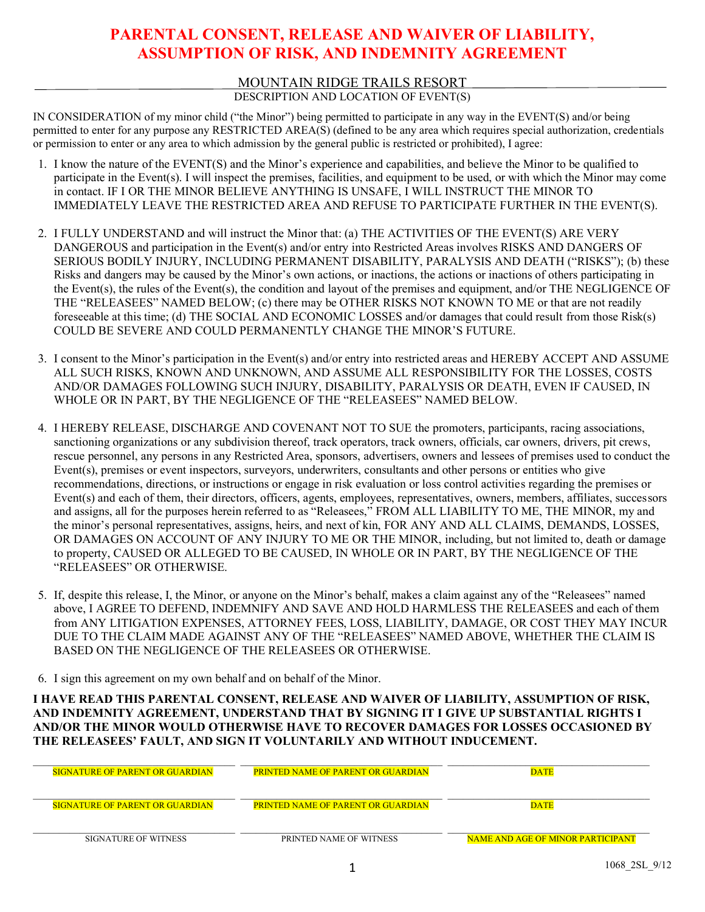# PARENTAL CONSENT, RELEASE AND WAIVER OF LIABILITY, ASSUMPTION OF RISK, AND INDEMNITY AGREEMENT

MOUNTAIN RIDGE TRAILS RESORT

DESCRIPTION AND LOCATION OF EVENT(S)

IN CONSIDERATION of my minor child ("the Minor") being permitted to participate in any way in the EVENT(S) and/or being permitted to enter for any purpose any RESTRICTED AREA(S) (defined to be any area which requires special authorization, credentials or permission to enter or any area to which admission by the general public is restricted or prohibited), I agree:

1. I know the nature of the EVENT(S) and the Minor's experience and capabilities, and believe the Minor to be qualified to participate in the Event(s). I will inspect the premises, facilities, and equipment to be used, or with which the Minor may come in contact. IF I OR THE MINOR BELIEVE ANYTHING IS UNSAFE, I WILL INSTRUCT THE MINOR TO IMMEDIATELY LEAVE THE RESTRICTED AREA AND REFUSE TO PARTICIPATE FURTHER IN THE EVENT(S).

2. I FULLY UNDERSTAND and will instruct the Minor that: (a) THE ACTIVITIES OF THE EVENT(S) ARE VERY DANGEROUS and participation in the Event(s) and/or entry into Restricted Areas involves RISKS AND DANGERS OF SERIOUS BODILY INJURY, INCLUDING PERMANENT DISABILITY, PARALYSIS AND DEATH ("RISKS"); (b) these Risks and dangers may be caused by the Minor's own actions, or inactions, the actions or inactions of others participating in the Event(s), the rules of the Event(s), the condition and layout of the premises and equipment, and/or THE NEGLIGENCE OF THE "RELEASEES" NAMED BELOW; (c) there may be OTHER RISKS NOT KNOWN TO ME or that are not readily foreseeable at this time; (d) THE SOCIAL AND ECONOMIC LOSSES and/or damages that could result from those Risk(s) COULD BE SEVERE AND COULD PERMANENTLY CHANGE THE MINOR'S FUTURE.

3. I consent to the Minor's participation in the Event(s) and/or entry into restricted areas and HEREBY ACCEPT AND ASSUME ALL SUCH RISKS, KNOWN AND UNKNOWN, AND ASSUME ALL RESPONSIBILITY FOR THE LOSSES, COSTS AND/OR DAMAGES FOLLOWING SUCH INJURY, DISABILITY, PARALYSIS OR DEATH, EVEN IF CAUSED, IN WHOLE OR IN PART, BY THE NEGLIGENCE OF THE "RELEASEES" NAMED BELOW.

4. I HEREBY RELEASE, DISCHARGE AND COVENANT NOT TO SUE the promoters, participants, racing associations, sanctioning organizations or any subdivision thereof, track operators, track owners, officials, car owners, drivers, pit crews, rescue personnel, any persons in any Restricted Area, sponsors, advertisers, owners and lessees of premises used to conduct the Event(s), premises or event inspectors, surveyors, underwriters, consultants and other persons or entities who give recommendations, directions, or instructions or engage in risk evaluation or loss control activities regarding the premises or Event(s) and each of them, their directors, officers, agents, employees, representatives, owners, members, affiliates, successors and assigns, all for the purposes herein referred to as "Releasees," FROM ALL LIABILITY TO ME, THE MINOR, my and the minor's personal representatives, assigns, heirs, and next of kin, FOR ANY AND ALL CLAIMS, DEMANDS, LOSSES, OR DAMAGES ON ACCOUNT OF ANY INJURY TO ME OR THE MINOR, including, but not limited to, death or damage to property, CAUSED OR ALLEGED TO BE CAUSED, IN WHOLE OR IN PART, BY THE NEGLIGENCE OF THE "RELEASEES" OR OTHERWISE.

5. If, despite this release, I, the Minor, or anyone on the Minor's behalf, makes a claim against any of the "Releasees" named above, I AGREE TO DEFEND, INDEMNIFY AND SAVE AND HOLD HARMLESS THE RELEASEES and each of them from ANY LITIGATION EXPENSES, ATTORNEY FEES, LOSS, LIABILITY, DAMAGE, OR COST THEY MAY INCUR DUE TO THE CLAIM MADE AGAINST ANY OF THE "RELEASEES" NAMED ABOVE, WHETHER THE CLAIM IS BASED ON THE NEGLIGENCE OF THE RELEASEES OR OTHERWISE.

6. I sign this agreement on my own behalf and on behalf of the Minor.

**I HAVE READ THIS PARENTAL CONSENT, RELEASE AND WAIVER OF LIABILITY, ASSUMPTION OF RISK, AND INDEMNITY AGREEMENT, UNDERSTAND THAT BY SIGNING IT I GIVE UP SUBSTANTIAL RIGHTS I AND/OR THE MINOR WOULD OTHERWISE HAVE TO RECOVER DAMAGES FOR LOSSES OCCASIONED BY THE RELEASEES' FAULT, AND SIGN IT VOLUNTARILY AND WITHOUT INDUCEMENT.**

| | | |
|---|---|---|
| SIGNATURE OF PARENT OR GUARDIAN | PRINTED NAME OF PARENT OR GUARDIAN | DATE |
| SIGNATURE OF PARENT OR GUARDIAN | PRINTED NAME OF PARENT OR GUARDIAN | DATE |
| SIGNATURE OF WITNESS | PRINTED NAME OF WITNESS | NAME AND AGE OF MINOR PARTICIPANT |

1068_2SL_9/12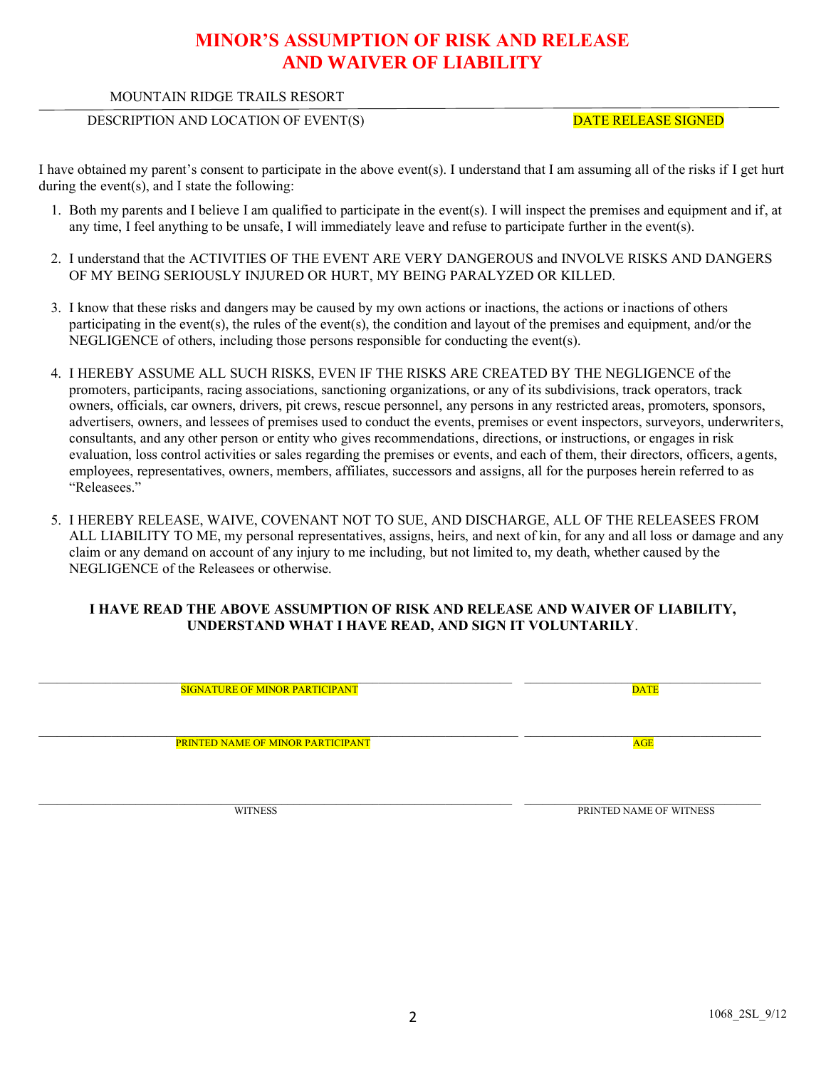# MINOR'S ASSUMPTION OF RISK AND RELEASE AND WAIVER OF LIABILITY

MOUNTAIN RIDGE TRAILS RESORT

DESCRIPTION AND LOCATION OF EVENT(S) DATE RELEASE SIGNED

I have obtained my parent's consent to participate in the above event(s). I understand that I am assuming all of the risks if I get hurt during the event(s), and I state the following:

1. Both my parents and I believe I am qualified to participate in the event(s). I will inspect the premises and equipment and if, at any time, I feel anything to be unsafe, I will immediately leave and refuse to participate further in the event(s).

2. I understand that the ACTIVITIES OF THE EVENT ARE VERY DANGEROUS and INVOLVE RISKS AND DANGERS OF MY BEING SERIOUSLY INJURED OR HURT, MY BEING PARALYZED OR KILLED.

3. I know that these risks and dangers may be caused by my own actions or inactions, the actions or inactions of others participating in the event(s), the rules of the event(s), the condition and layout of the premises and equipment, and/or the NEGLIGENCE of others, including those persons responsible for conducting the event(s).

4. I HEREBY ASSUME ALL SUCH RISKS, EVEN IF THE RISKS ARE CREATED BY THE NEGLIGENCE of the promoters, participants, racing associations, sanctioning organizations, or any of its subdivisions, track operators, track owners, officials, car owners, drivers, pit crews, rescue personnel, any persons in any restricted areas, promoters, sponsors, advertisers, owners, and lessees of premises used to conduct the events, premises or event inspectors, surveyors, underwriters, consultants, and any other person or entity who gives recommendations, directions, or instructions, or engages in risk evaluation, loss control activities or sales regarding the premises or events, and each of them, their directors, officers, agents, employees, representatives, owners, members, affiliates, successors and assigns, all for the purposes herein referred to as "Releasees."

5. I HEREBY RELEASE, WAIVE, COVENANT NOT TO SUE, AND DISCHARGE, ALL OF THE RELEASEES FROM ALL LIABILITY TO ME, my personal representatives, assigns, heirs, and next of kin, for any and all loss or damage and any claim or any demand on account of any injury to me including, but not limited to, my death, whether caused by the NEGLIGENCE of the Releasees or otherwise.

**I HAVE READ THE ABOVE ASSUMPTION OF RISK AND RELEASE AND WAIVER OF LIABILITY, UNDERSTAND WHAT I HAVE READ, AND SIGN IT VOLUNTARILY**.

SIGNATURE OF MINOR PARTICIPANT DATE

PRINTED NAME OF MINOR PARTICIPANT AGE

WITNESS PRINTED NAME OF WITNESS

1068_2SL_9/12